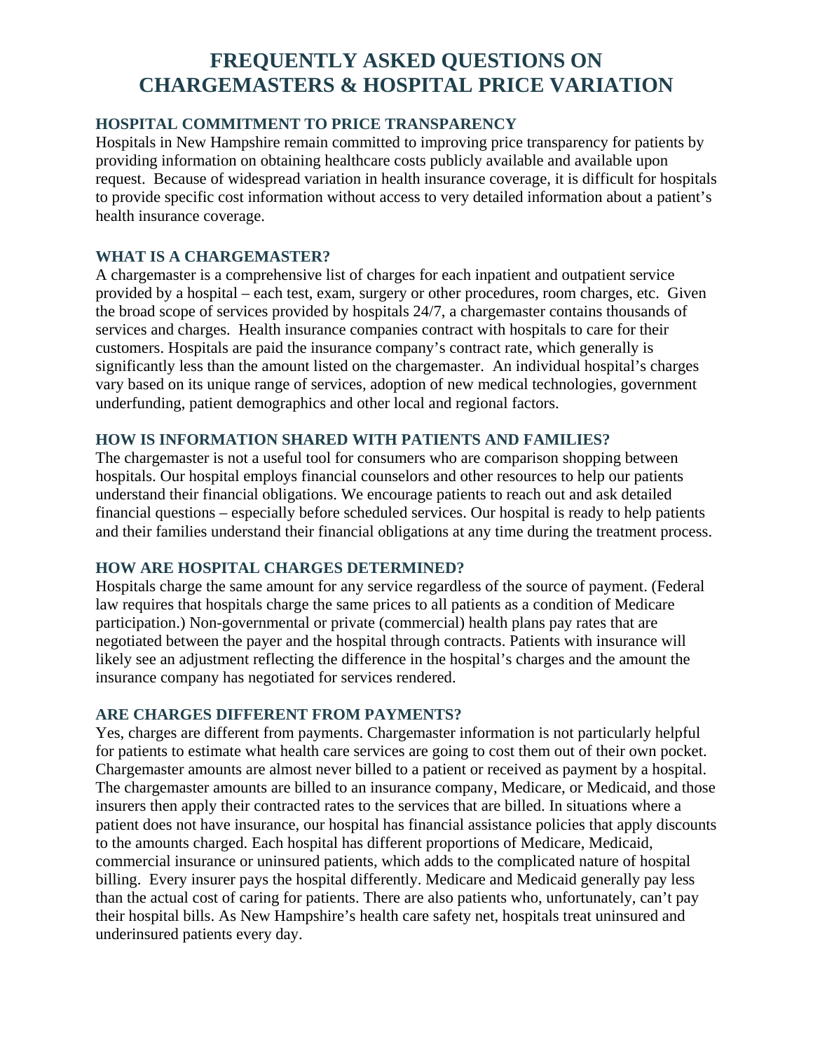# FREQUENTLY ASKED QUESTIONS ON CHARGEMASTERS & HOSPITAL PRICE VARIATION

## HOSPITAL COMMITMENT TO PRICE TRANSPARENCY

Hospitals in New Hampshire remain committed to improving price transparency for patients by providing information on obtaining healthcare costs publicly available and available upon request. Because of widespread variation in health insurance coverage, it is difficult for hospitals to provide specific cost information without access to very detailed information about a patient's health insurance coverage.

## WHAT IS A CHARGEMASTER?

A chargemaster is a comprehensive list of charges for each inpatient and outpatient service provided by a hospital – each test, exam, surgery or other procedures, room charges, etc. Given the broad scope of services provided by hospitals 24/7, a chargemaster contains thousands of services and charges. Health insurance companies contract with hospitals to care for their customers. Hospitals are paid the insurance company's contract rate, which generally is significantly less than the amount listed on the chargemaster. An individual hospital's charges vary based on its unique range of services, adoption of new medical technologies, government underfunding, patient demographics and other local and regional factors.

## HOW IS INFORMATION SHARED WITH PATIENTS AND FAMILIES?

The chargemaster is not a useful tool for consumers who are comparison shopping between hospitals. Our hospital employs financial counselors and other resources to help our patients understand their financial obligations. We encourage patients to reach out and ask detailed financial questions – especially before scheduled services. Our hospital is ready to help patients and their families understand their financial obligations at any time during the treatment process.

## HOW ARE HOSPITAL CHARGES DETERMINED?

Hospitals charge the same amount for any service regardless of the source of payment. (Federal law requires that hospitals charge the same prices to all patients as a condition of Medicare participation.) Non-governmental or private (commercial) health plans pay rates that are negotiated between the payer and the hospital through contracts. Patients with insurance will likely see an adjustment reflecting the difference in the hospital's charges and the amount the insurance company has negotiated for services rendered.

## ARE CHARGES DIFFERENT FROM PAYMENTS?

Yes, charges are different from payments. Chargemaster information is not particularly helpful for patients to estimate what health care services are going to cost them out of their own pocket. Chargemaster amounts are almost never billed to a patient or received as payment by a hospital. The chargemaster amounts are billed to an insurance company, Medicare, or Medicaid, and those insurers then apply their contracted rates to the services that are billed. In situations where a patient does not have insurance, our hospital has financial assistance policies that apply discounts to the amounts charged. Each hospital has different proportions of Medicare, Medicaid, commercial insurance or uninsured patients, which adds to the complicated nature of hospital billing. Every insurer pays the hospital differently. Medicare and Medicaid generally pay less than the actual cost of caring for patients. There are also patients who, unfortunately, can't pay their hospital bills. As New Hampshire's health care safety net, hospitals treat uninsured and underinsured patients every day.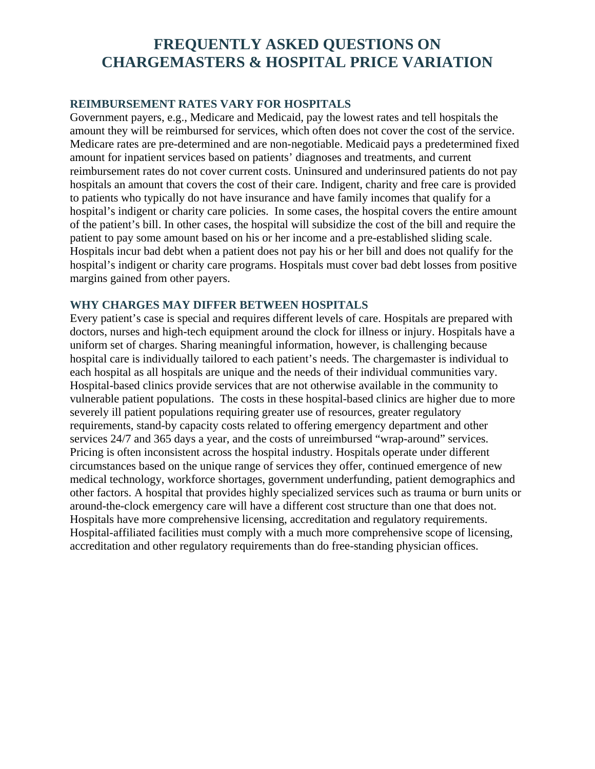# FREQUENTLY ASKED QUESTIONS ON CHARGEMASTERS & HOSPITAL PRICE VARIATION

## REIMBURSEMENT RATES VARY FOR HOSPITALS

Government payers, e.g., Medicare and Medicaid, pay the lowest rates and tell hospitals the amount they will be reimbursed for services, which often does not cover the cost of the service. Medicare rates are pre-determined and are non-negotiable. Medicaid pays a predetermined fixed amount for inpatient services based on patients' diagnoses and treatments, and current reimbursement rates do not cover current costs. Uninsured and underinsured patients do not pay hospitals an amount that covers the cost of their care. Indigent, charity and free care is provided to patients who typically do not have insurance and have family incomes that qualify for a hospital's indigent or charity care policies. In some cases, the hospital covers the entire amount of the patient's bill. In other cases, the hospital will subsidize the cost of the bill and require the patient to pay some amount based on his or her income and a pre-established sliding scale. Hospitals incur bad debt when a patient does not pay his or her bill and does not qualify for the hospital's indigent or charity care programs. Hospitals must cover bad debt losses from positive margins gained from other payers.

## WHY CHARGES MAY DIFFER BETWEEN HOSPITALS

Every patient's case is special and requires different levels of care. Hospitals are prepared with doctors, nurses and high-tech equipment around the clock for illness or injury. Hospitals have a uniform set of charges. Sharing meaningful information, however, is challenging because hospital care is individually tailored to each patient's needs. The chargemaster is individual to each hospital as all hospitals are unique and the needs of their individual communities vary. Hospital-based clinics provide services that are not otherwise available in the community to vulnerable patient populations. The costs in these hospital-based clinics are higher due to more severely ill patient populations requiring greater use of resources, greater regulatory requirements, stand-by capacity costs related to offering emergency department and other services 24/7 and 365 days a year, and the costs of unreimbursed "wrap-around" services. Pricing is often inconsistent across the hospital industry. Hospitals operate under different circumstances based on the unique range of services they offer, continued emergence of new medical technology, workforce shortages, government underfunding, patient demographics and other factors. A hospital that provides highly specialized services such as trauma or burn units or around-the-clock emergency care will have a different cost structure than one that does not. Hospitals have more comprehensive licensing, accreditation and regulatory requirements. Hospital-affiliated facilities must comply with a much more comprehensive scope of licensing, accreditation and other regulatory requirements than do free-standing physician offices.